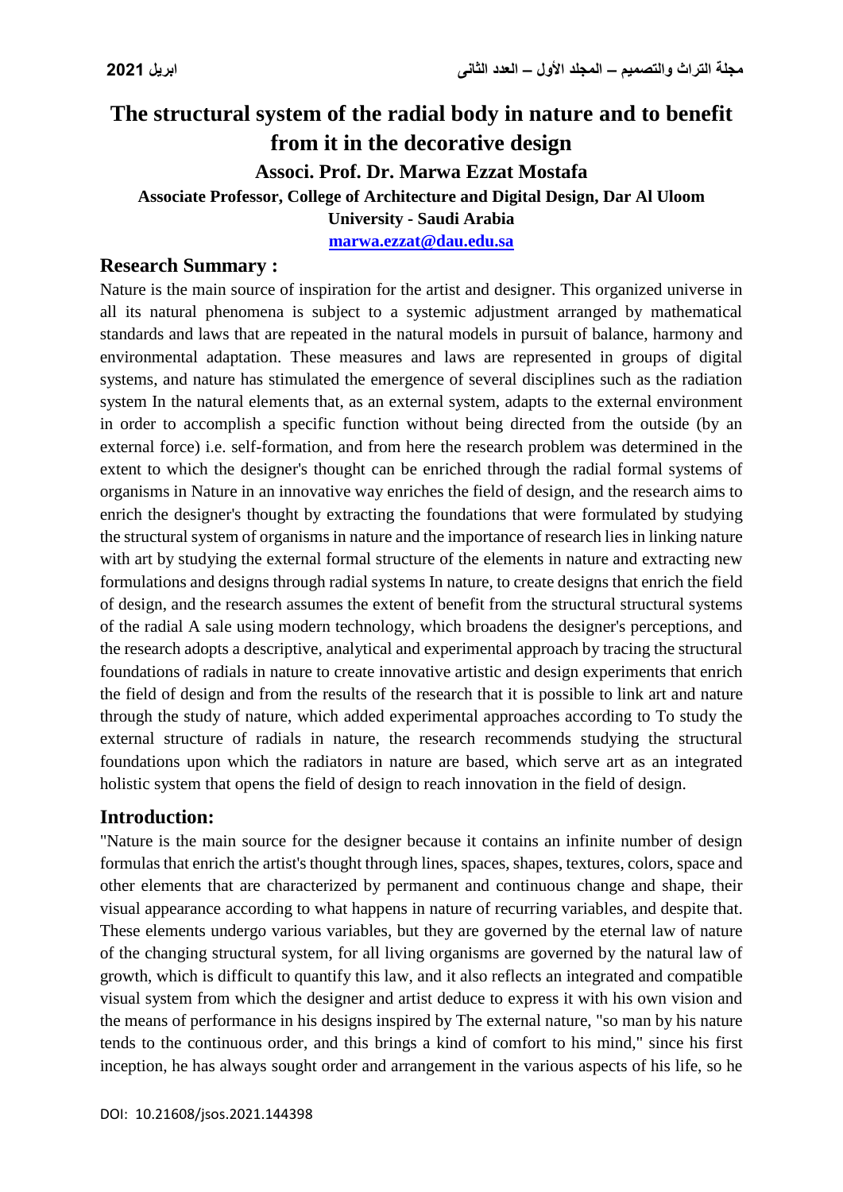# The structural system of the radial body in nature and to benefit from it in the decorative design

**Associ. Prof. Dr. Marwa Ezzat Mostafa**

**Associate Professor, College of Architecture and Digital Design, Dar Al Uloom University - Saudi Arabia**

**marwa.ezzat@dau.edu.sa**

## Research Summary :

Nature is the main source of inspiration for the artist and designer. This organized universe in all its natural phenomena is subject to a systemic adjustment arranged by mathematical standards and laws that are repeated in the natural models in pursuit of balance, harmony and environmental adaptation. These measures and laws are represented in groups of digital systems, and nature has stimulated the emergence of several disciplines such as the radiation system In the natural elements that, as an external system, adapts to the external environment in order to accomplish a specific function without being directed from the outside (by an external force) i.e. self-formation, and from here the research problem was determined in the extent to which the designer's thought can be enriched through the radial formal systems of organisms in Nature in an innovative way enriches the field of design, and the research aims to enrich the designer's thought by extracting the foundations that were formulated by studying the structural system of organisms in nature and the importance of research lies in linking nature with art by studying the external formal structure of the elements in nature and extracting new formulations and designs through radial systems In nature, to create designs that enrich the field of design, and the research assumes the extent of benefit from the structural structural systems of the radial A sale using modern technology, which broadens the designer's perceptions, and the research adopts a descriptive, analytical and experimental approach by tracing the structural foundations of radials in nature to create innovative artistic and design experiments that enrich the field of design and from the results of the research that it is possible to link art and nature through the study of nature, which added experimental approaches according to To study the external structure of radials in nature, the research recommends studying the structural foundations upon which the radiators in nature are based, which serve art as an integrated holistic system that opens the field of design to reach innovation in the field of design.

## Introduction:

"Nature is the main source for the designer because it contains an infinite number of design formulas that enrich the artist's thought through lines, spaces, shapes, textures, colors, space and other elements that are characterized by permanent and continuous change and shape, their visual appearance according to what happens in nature of recurring variables, and despite that. These elements undergo various variables, but they are governed by the eternal law of nature of the changing structural system, for all living organisms are governed by the natural law of growth, which is difficult to quantify this law, and it also reflects an integrated and compatible visual system from which the designer and artist deduce to express it with his own vision and the means of performance in his designs inspired by The external nature, "so man by his nature tends to the continuous order, and this brings a kind of comfort to his mind," since his first inception, he has always sought order and arrangement in the various aspects of his life, so he

DOI: 10.21608/jsos.2021.144398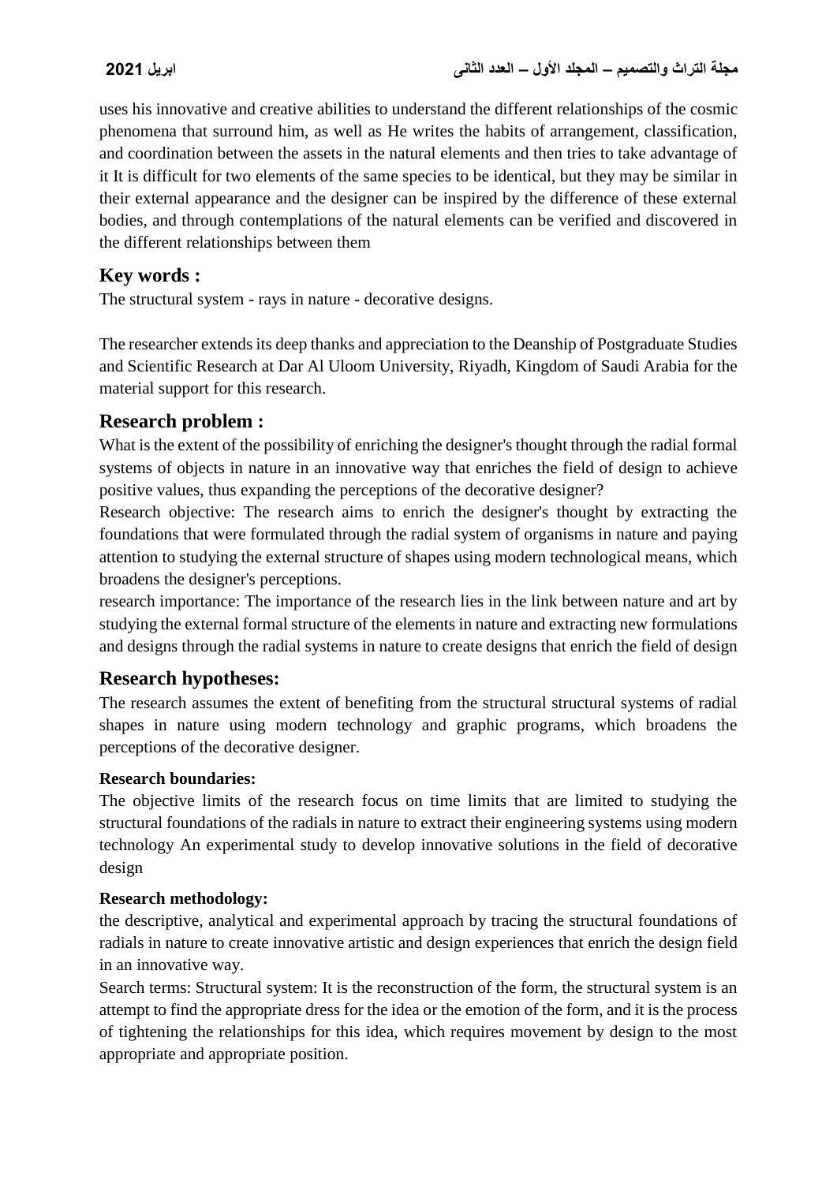uses his innovative and creative abilities to understand the different relationships of the cosmic phenomena that surround him, as well as He writes the habits of arrangement, classification, and coordination between the assets in the natural elements and then tries to take advantage of it It is difficult for two elements of the same species to be identical, but they may be similar in their external appearance and the designer can be inspired by the difference of these external bodies, and through contemplations of the natural elements can be verified and discovered in the different relationships between them

## Key words :

The structural system - rays in nature - decorative designs.

The researcher extends its deep thanks and appreciation to the Deanship of Postgraduate Studies and Scientific Research at Dar Al Uloom University, Riyadh, Kingdom of Saudi Arabia for the material support for this research.

## Research problem :

What is the extent of the possibility of enriching the designer's thought through the radial formal systems of objects in nature in an innovative way that enriches the field of design to achieve positive values, thus expanding the perceptions of the decorative designer?

Research objective: The research aims to enrich the designer's thought by extracting the foundations that were formulated through the radial system of organisms in nature and paying attention to studying the external structure of shapes using modern technological means, which broadens the designer's perceptions.

research importance: The importance of the research lies in the link between nature and art by studying the external formal structure of the elements in nature and extracting new formulations and designs through the radial systems in nature to create designs that enrich the field of design

## Research hypotheses:

The research assumes the extent of benefiting from the structural structural systems of radial shapes in nature using modern technology and graphic programs, which broadens the perceptions of the decorative designer.

### Research boundaries:

The objective limits of the research focus on time limits that are limited to studying the structural foundations of the radials in nature to extract their engineering systems using modern technology An experimental study to develop innovative solutions in the field of decorative design

### Research methodology:

the descriptive, analytical and experimental approach by tracing the structural foundations of radials in nature to create innovative artistic and design experiences that enrich the design field in an innovative way.

Search terms: Structural system: It is the reconstruction of the form, the structural system is an attempt to find the appropriate dress for the idea or the emotion of the form, and it is the process of tightening the relationships for this idea, which requires movement by design to the most appropriate and appropriate position.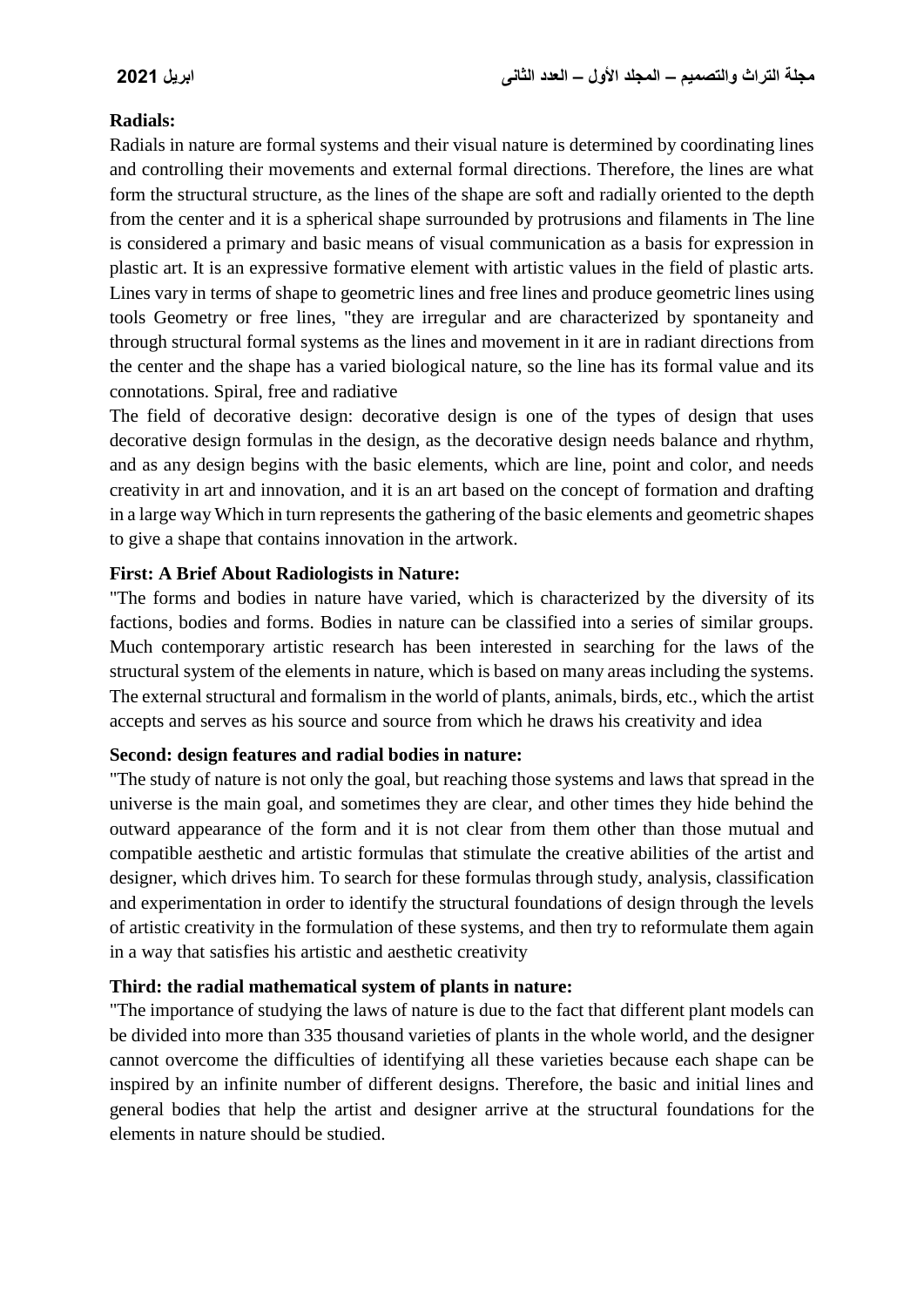**Radials:**

Radials in nature are formal systems and their visual nature is determined by coordinating lines and controlling their movements and external formal directions. Therefore, the lines are what form the structural structure, as the lines of the shape are soft and radially oriented to the depth from the center and it is a spherical shape surrounded by protrusions and filaments in The line is considered a primary and basic means of visual communication as a basis for expression in plastic art. It is an expressive formative element with artistic values in the field of plastic arts. Lines vary in terms of shape to geometric lines and free lines and produce geometric lines using tools Geometry or free lines, "they are irregular and are characterized by spontaneity and through structural formal systems as the lines and movement in it are in radiant directions from the center and the shape has a varied biological nature, so the line has its formal value and its connotations. Spiral, free and radiative

The field of decorative design: decorative design is one of the types of design that uses decorative design formulas in the design, as the decorative design needs balance and rhythm, and as any design begins with the basic elements, which are line, point and color, and needs creativity in art and innovation, and it is an art based on the concept of formation and drafting in a large way Which in turn represents the gathering of the basic elements and geometric shapes to give a shape that contains innovation in the artwork.

**First: A Brief About Radiologists in Nature:**

"The forms and bodies in nature have varied, which is characterized by the diversity of its factions, bodies and forms. Bodies in nature can be classified into a series of similar groups. Much contemporary artistic research has been interested in searching for the laws of the structural system of the elements in nature, which is based on many areas including the systems. The external structural and formalism in the world of plants, animals, birds, etc., which the artist accepts and serves as his source and source from which he draws his creativity and idea

**Second: design features and radial bodies in nature:**

"The study of nature is not only the goal, but reaching those systems and laws that spread in the universe is the main goal, and sometimes they are clear, and other times they hide behind the outward appearance of the form and it is not clear from them other than those mutual and compatible aesthetic and artistic formulas that stimulate the creative abilities of the artist and designer, which drives him. To search for these formulas through study, analysis, classification and experimentation in order to identify the structural foundations of design through the levels of artistic creativity in the formulation of these systems, and then try to reformulate them again in a way that satisfies his artistic and aesthetic creativity

**Third: the radial mathematical system of plants in nature:**

"The importance of studying the laws of nature is due to the fact that different plant models can be divided into more than 335 thousand varieties of plants in the whole world, and the designer cannot overcome the difficulties of identifying all these varieties because each shape can be inspired by an infinite number of different designs. Therefore, the basic and initial lines and general bodies that help the artist and designer arrive at the structural foundations for the elements in nature should be studied.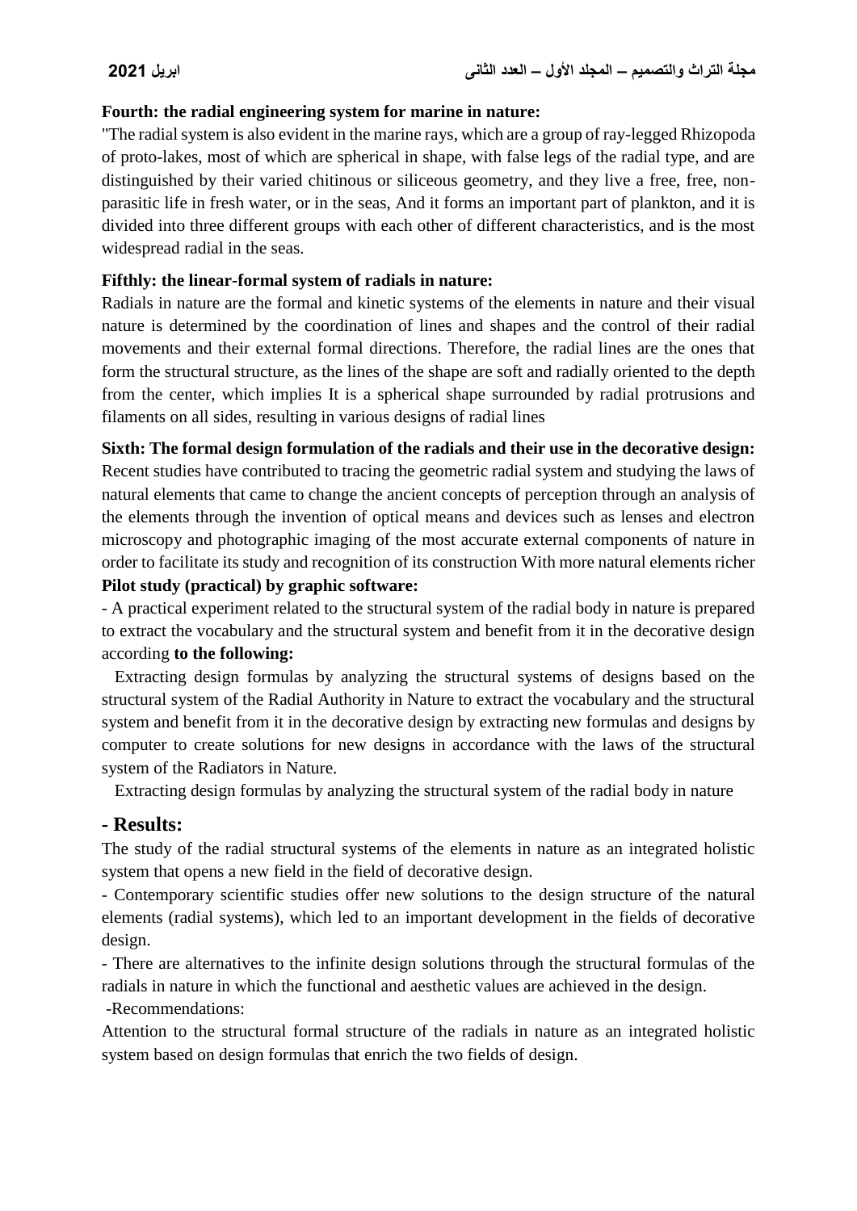**Fourth: the radial engineering system for marine in nature:**

"The radial system is also evident in the marine rays, which are a group of ray-legged Rhizopoda of proto-lakes, most of which are spherical in shape, with false legs of the radial type, and are distinguished by their varied chitinous or siliceous geometry, and they live a free, free, non-parasitic life in fresh water, or in the seas, And it forms an important part of plankton, and it is divided into three different groups with each other of different characteristics, and is the most widespread radial in the seas.

**Fifthly: the linear-formal system of radials in nature:**

Radials in nature are the formal and kinetic systems of the elements in nature and their visual nature is determined by the coordination of lines and shapes and the control of their radial movements and their external formal directions. Therefore, the radial lines are the ones that form the structural structure, as the lines of the shape are soft and radially oriented to the depth from the center, which implies It is a spherical shape surrounded by radial protrusions and filaments on all sides, resulting in various designs of radial lines

**Sixth: The formal design formulation of the radials and their use in the decorative design:**

Recent studies have contributed to tracing the geometric radial system and studying the laws of natural elements that came to change the ancient concepts of perception through an analysis of the elements through the invention of optical means and devices such as lenses and electron microscopy and photographic imaging of the most accurate external components of nature in order to facilitate its study and recognition of its construction With more natural elements richer

**Pilot study (practical) by graphic software:**

- A practical experiment related to the structural system of the radial body in nature is prepared to extract the vocabulary and the structural system and benefit from it in the decorative design according **to the following:**

Extracting design formulas by analyzing the structural systems of designs based on the structural system of the Radial Authority in Nature to extract the vocabulary and the structural system and benefit from it in the decorative design by extracting new formulas and designs by computer to create solutions for new designs in accordance with the laws of the structural system of the Radiators in Nature.

Extracting design formulas by analyzing the structural system of the radial body in nature

## - Results:

The study of the radial structural systems of the elements in nature as an integrated holistic system that opens a new field in the field of decorative design.

- Contemporary scientific studies offer new solutions to the design structure of the natural elements (radial systems), which led to an important development in the fields of decorative design.
- There are alternatives to the infinite design solutions through the structural formulas of the radials in nature in which the functional and aesthetic values are achieved in the design.

-Recommendations:

Attention to the structural formal structure of the radials in nature as an integrated holistic system based on design formulas that enrich the two fields of design.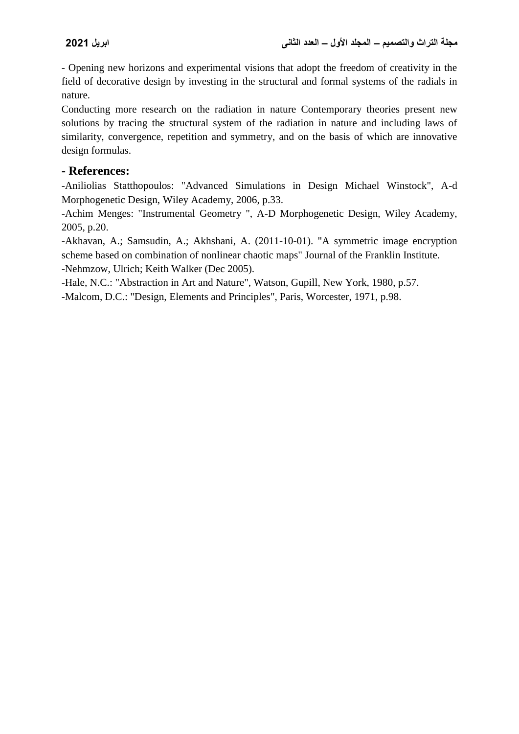- Opening new horizons and experimental visions that adopt the freedom of creativity in the field of decorative design by investing in the structural and formal systems of the radials in nature.

Conducting more research on the radiation in nature Contemporary theories present new solutions by tracing the structural system of the radiation in nature and including laws of similarity, convergence, repetition and symmetry, and on the basis of which are innovative design formulas.

## - References:

-Aniliolias Statthopoulos: "Advanced Simulations in Design Michael Winstock", A-d Morphogenetic Design, Wiley Academy, 2006, p.33.

-Achim Menges: "Instrumental Geometry ", A-D Morphogenetic Design, Wiley Academy, 2005, p.20.

-Akhavan, A.; Samsudin, A.; Akhshani, A. (2011-10-01). "A symmetric image encryption scheme based on combination of nonlinear chaotic maps" Journal of the Franklin Institute.

-Nehmzow, Ulrich; Keith Walker (Dec 2005).

-Hale, N.C.: "Abstraction in Art and Nature", Watson, Gupill, New York, 1980, p.57.

-Malcom, D.C.: "Design, Elements and Principles", Paris, Worcester, 1971, p.98.